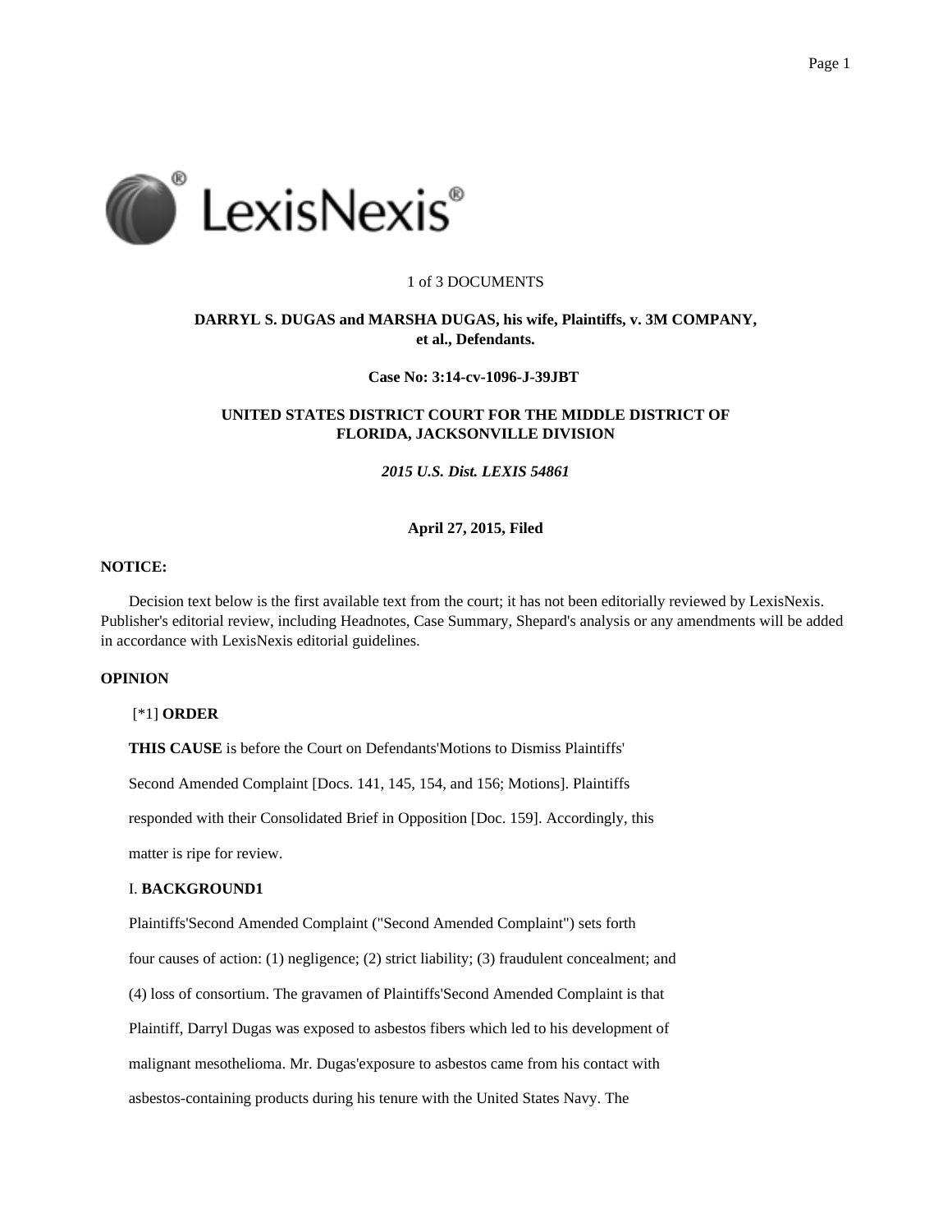1 of 3 DOCUMENTS

**DARRYL S. DUGAS and MARSHA DUGAS, his wife, Plaintiffs, v. 3M COMPANY, et al., Defendants.**

**Case No: 3:14-cv-1096-J-39JBT**

**UNITED STATES DISTRICT COURT FOR THE MIDDLE DISTRICT OF FLORIDA, JACKSONVILLE DIVISION**

***2015 U.S. Dist. LEXIS 54861***

**April 27, 2015, Filed**

**NOTICE:**

Decision text below is the first available text from the court; it has not been editorially reviewed by LexisNexis. Publisher's editorial review, including Headnotes, Case Summary, Shepard's analysis or any amendments will be added in accordance with LexisNexis editorial guidelines.

**OPINION**

[*1] **ORDER**

**THIS CAUSE** is before the Court on Defendants'Motions to Dismiss Plaintiffs' Second Amended Complaint [Docs. 141, 145, 154, and 156; Motions]. Plaintiffs responded with their Consolidated Brief in Opposition [Doc. 159]. Accordingly, this matter is ripe for review.

I. **BACKGROUND1**

Plaintiffs'Second Amended Complaint ("Second Amended Complaint") sets forth four causes of action: (1) negligence; (2) strict liability; (3) fraudulent concealment; and (4) loss of consortium. The gravamen of Plaintiffs'Second Amended Complaint is that Plaintiff, Darryl Dugas was exposed to asbestos fibers which led to his development of malignant mesothelioma. Mr. Dugas'exposure to asbestos came from his contact with asbestos-containing products during his tenure with the United States Navy. The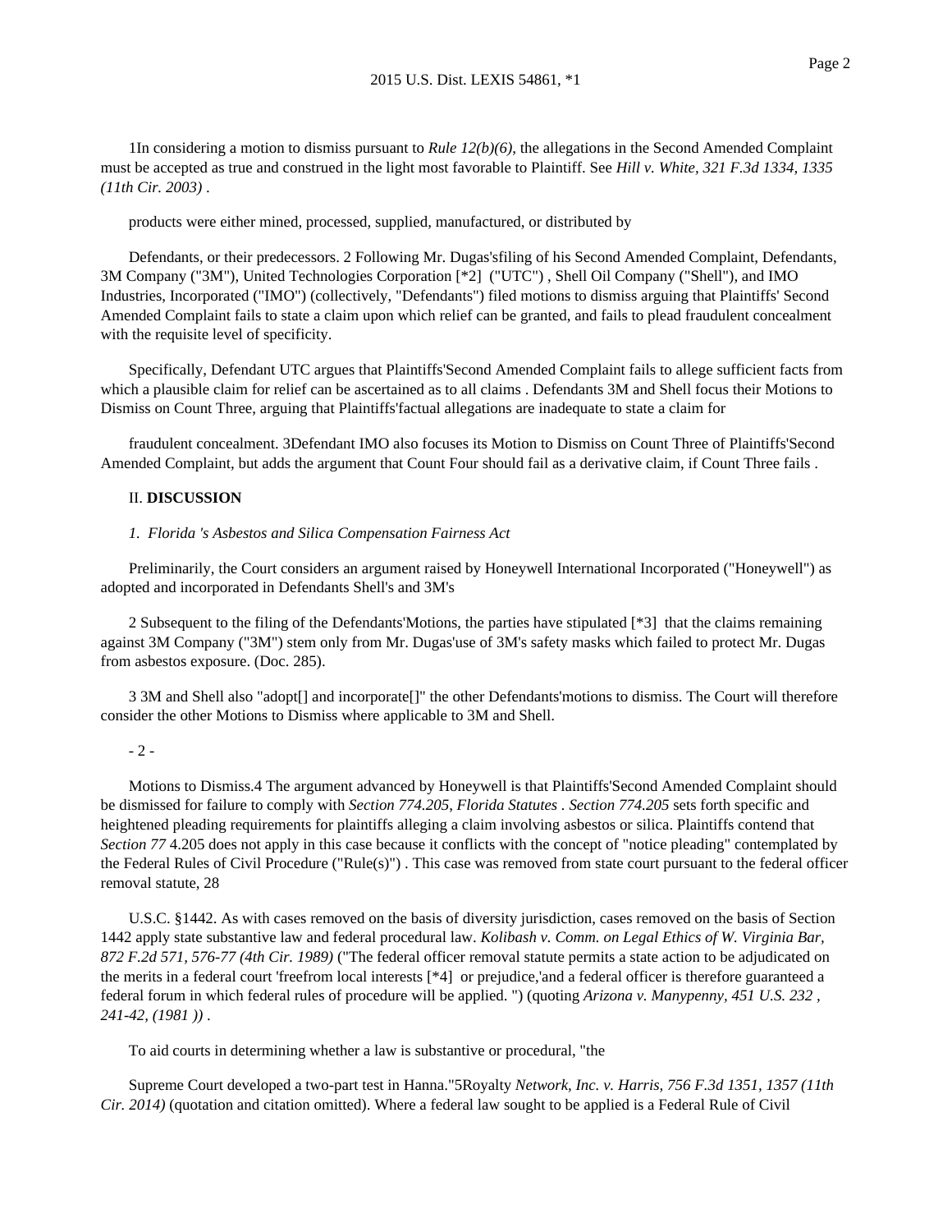1In considering a motion to dismiss pursuant to *Rule 12(b)(6)*, the allegations in the Second Amended Complaint must be accepted as true and construed in the light most favorable to Plaintiff. See *Hill v. White, 321 F.3d 1334, 1335 (11th Cir. 2003)* .

products were either mined, processed, supplied, manufactured, or distributed by

Defendants, or their predecessors. 2 Following Mr. Dugas'sfiling of his Second Amended Complaint, Defendants, 3M Company ("3M"), United Technologies Corporation [*2] ("UTC") , Shell Oil Company ("Shell"), and IMO Industries, Incorporated ("IMO") (collectively, "Defendants") filed motions to dismiss arguing that Plaintiffs' Second Amended Complaint fails to state a claim upon which relief can be granted, and fails to plead fraudulent concealment with the requisite level of specificity.

Specifically, Defendant UTC argues that Plaintiffs'Second Amended Complaint fails to allege sufficient facts from which a plausible claim for relief can be ascertained as to all claims . Defendants 3M and Shell focus their Motions to Dismiss on Count Three, arguing that Plaintiffs'factual allegations are inadequate to state a claim for

fraudulent concealment. 3Defendant IMO also focuses its Motion to Dismiss on Count Three of Plaintiffs'Second Amended Complaint, but adds the argument that Count Four should fail as a derivative claim, if Count Three fails .

II. **DISCUSSION**

*1. Florida 's Asbestos and Silica Compensation Fairness Act*

Preliminarily, the Court considers an argument raised by Honeywell International Incorporated ("Honeywell") as adopted and incorporated in Defendants Shell's and 3M's

2 Subsequent to the filing of the Defendants'Motions, the parties have stipulated [*3] that the claims remaining against 3M Company ("3M") stem only from Mr. Dugas'use of 3M's safety masks which failed to protect Mr. Dugas from asbestos exposure. (Doc. 285).

3 3M and Shell also "adopt[] and incorporate[]" the other Defendants'motions to dismiss. The Court will therefore consider the other Motions to Dismiss where applicable to 3M and Shell.

- 2 -

Motions to Dismiss.4 The argument advanced by Honeywell is that Plaintiffs'Second Amended Complaint should be dismissed for failure to comply with *Section 774.205*, *Florida Statutes* . *Section 774.205* sets forth specific and heightened pleading requirements for plaintiffs alleging a claim involving asbestos or silica. Plaintiffs contend that *Section 77* 4.205 does not apply in this case because it conflicts with the concept of "notice pleading" contemplated by the Federal Rules of Civil Procedure ("Rule(s)") . This case was removed from state court pursuant to the federal officer removal statute, 28

U.S.C. §1442. As with cases removed on the basis of diversity jurisdiction, cases removed on the basis of Section 1442 apply state substantive law and federal procedural law. *Kolibash v. Comm. on Legal Ethics of W. Virginia Bar, 872 F.2d 571, 576-77 (4th Cir. 1989)* ("The federal officer removal statute permits a state action to be adjudicated on the merits in a federal court 'freefrom local interests [*4] or prejudice,'and a federal officer is therefore guaranteed a federal forum in which federal rules of procedure will be applied. ") (quoting *Arizona v. Manypenny, 451 U.S. 232 , 241-42, (1981 ))* .

To aid courts in determining whether a law is substantive or procedural, "the

Supreme Court developed a two-part test in Hanna."5Royalty *Network, Inc. v. Harris, 756 F.3d 1351, 1357 (11th Cir. 2014)* (quotation and citation omitted). Where a federal law sought to be applied is a Federal Rule of Civil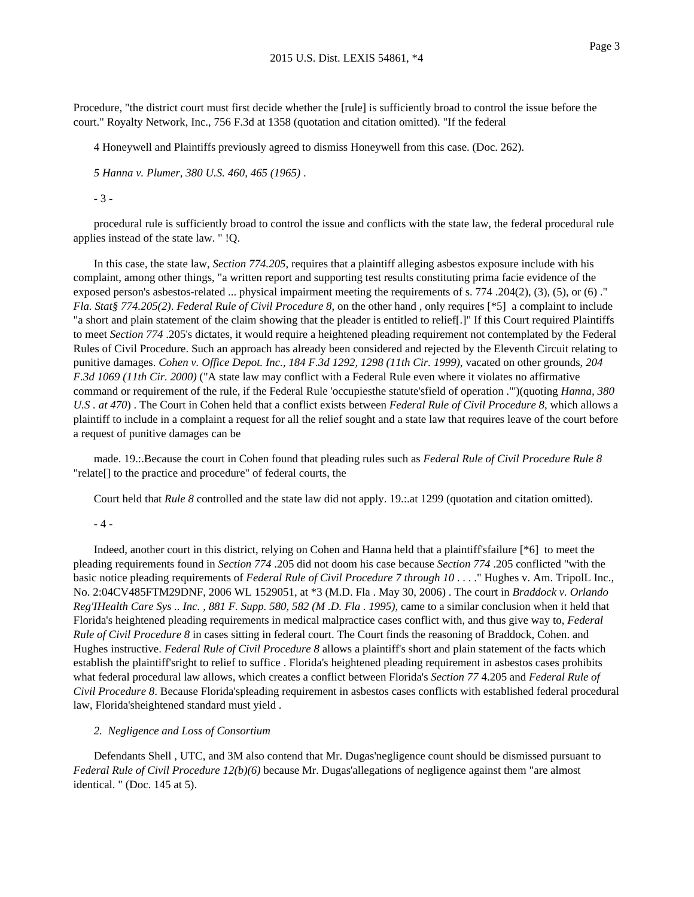Procedure, "the district court must first decide whether the [rule] is sufficiently broad to control the issue before the court." Royalty Network, Inc., 756 F.3d at 1358 (quotation and citation omitted). "If the federal

4 Honeywell and Plaintiffs previously agreed to dismiss Honeywell from this case. (Doc. 262).

*5 Hanna v. Plumer, 380 U.S. 460, 465 (1965)* .

- 3 -

procedural rule is sufficiently broad to control the issue and conflicts with the state law, the federal procedural rule applies instead of the state law. " !Q.

In this case, the state law, *Section 774.205,* requires that a plaintiff alleging asbestos exposure include with his complaint, among other things, "a written report and supporting test results constituting prima facie evidence of the exposed person's asbestos-related ... physical impairment meeting the requirements of s. 774 .204(2), (3), (5), or (6) ." *Fla. Stat§ 774.205(2)*. *Federal Rule of Civil Procedure 8*, on the other hand , only requires [*5] a complaint to include "a short and plain statement of the claim showing that the pleader is entitled to relief[.]" If this Court required Plaintiffs to meet *Section 774* .205's dictates, it would require a heightened pleading requirement not contemplated by the Federal Rules of Civil Procedure. Such an approach has already been considered and rejected by the Eleventh Circuit relating to punitive damages. *Cohen v. Office Depot. Inc., 184 F.3d 1292, 1298 (11th Cir. 1999)*, vacated on other grounds, *204 F.3d 1069 (11th Cir. 2000)* ("A state law may conflict with a Federal Rule even where it violates no affirmative command or requirement of the rule, if the Federal Rule 'occupiesthe statute'sfield of operation .'")(quoting *Hanna, 380 U.S . at 470*) . The Court in Cohen held that a conflict exists between *Federal Rule of Civil Procedure 8*, which allows a plaintiff to include in a complaint a request for all the relief sought and a state law that requires leave of the court before a request of punitive damages can be

made. 19.:.Because the court in Cohen found that pleading rules such as *Federal Rule of Civil Procedure Rule 8* "relate[] to the practice and procedure" of federal courts, the

Court held that *Rule 8* controlled and the state law did not apply. 19.:.at 1299 (quotation and citation omitted).

- 4 -

Indeed, another court in this district, relying on Cohen and Hanna held that a plaintiff'sfailure [*6] to meet the pleading requirements found in *Section 774* .205 did not doom his case because *Section 774* .205 conflicted "with the basic notice pleading requirements of *Federal Rule of Civil Procedure 7 through 10* . . . ." Hughes v. Am. TripolL Inc., No. 2:04CV485FTM29DNF, 2006 WL 1529051, at *3 (M.D. Fla . May 30, 2006) . The court in *Braddock v. Orlando Reg'IHealth Care Sys .. Inc. , 881 F. Supp. 580, 582 (M .D. Fla . 1995)*, came to a similar conclusion when it held that Florida's heightened pleading requirements in medical malpractice cases conflict with, and thus give way to, *Federal Rule of Civil Procedure 8* in cases sitting in federal court. The Court finds the reasoning of Braddock, Cohen. and Hughes instructive. *Federal Rule of Civil Procedure 8* allows a plaintiff's short and plain statement of the facts which establish the plaintiff'sright to relief to suffice . Florida's heightened pleading requirement in asbestos cases prohibits what federal procedural law allows, which creates a conflict between Florida's *Section 77* 4.205 and *Federal Rule of Civil Procedure 8*. Because Florida'spleading requirement in asbestos cases conflicts with established federal procedural law, Florida'sheightened standard must yield .

*2. Negligence and Loss of Consortium*

Defendants Shell , UTC, and 3M also contend that Mr. Dugas'negligence count should be dismissed pursuant to *Federal Rule of Civil Procedure 12(b)(6)* because Mr. Dugas'allegations of negligence against them "are almost identical. " (Doc. 145 at 5).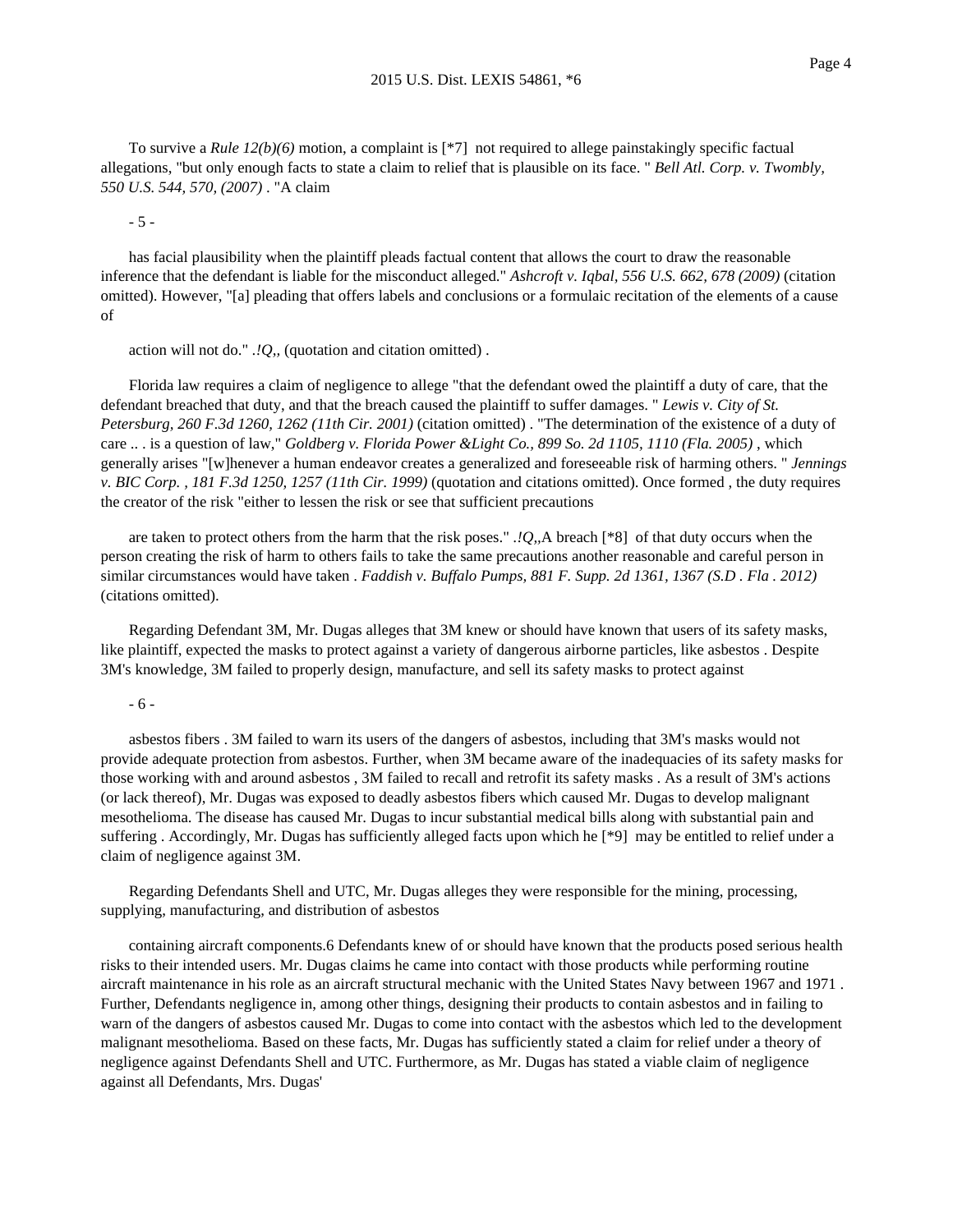To survive a *Rule 12(b)(6)* motion, a complaint is [*7] not required to allege painstakingly specific factual allegations, "but only enough facts to state a claim to relief that is plausible on its face. " *Bell Atl. Corp. v. Twombly, 550 U.S. 544, 570, (2007)* . "A claim

- 5 -

has facial plausibility when the plaintiff pleads factual content that allows the court to draw the reasonable inference that the defendant is liable for the misconduct alleged." *Ashcroft v. Iqbal, 556 U.S. 662, 678 (2009)* (citation omitted). However, "[a] pleading that offers labels and conclusions or a formulaic recitation of the elements of a cause of

action will not do." *.!Q,,* (quotation and citation omitted) .

Florida law requires a claim of negligence to allege "that the defendant owed the plaintiff a duty of care, that the defendant breached that duty, and that the breach caused the plaintiff to suffer damages. " *Lewis v. City of St. Petersburg, 260 F.3d 1260, 1262 (11th Cir. 2001)* (citation omitted) . "The determination of the existence of a duty of care .. . is a question of law," *Goldberg v. Florida Power &Light Co., 899 So. 2d 1105, 1110 (Fla. 2005)* , which generally arises "[w]henever a human endeavor creates a generalized and foreseeable risk of harming others. " *Jennings v. BIC Corp. , 181 F.3d 1250, 1257 (11th Cir. 1999)* (quotation and citations omitted). Once formed , the duty requires the creator of the risk "either to lessen the risk or see that sufficient precautions

are taken to protect others from the harm that the risk poses." *.!Q,,*A breach [*8] of that duty occurs when the person creating the risk of harm to others fails to take the same precautions another reasonable and careful person in similar circumstances would have taken . *Faddish v. Buffalo Pumps, 881 F. Supp. 2d 1361, 1367 (S.D . Fla . 2012)* (citations omitted).

Regarding Defendant 3M, Mr. Dugas alleges that 3M knew or should have known that users of its safety masks, like plaintiff, expected the masks to protect against a variety of dangerous airborne particles, like asbestos . Despite 3M's knowledge, 3M failed to properly design, manufacture, and sell its safety masks to protect against

- 6 -

asbestos fibers . 3M failed to warn its users of the dangers of asbestos, including that 3M's masks would not provide adequate protection from asbestos. Further, when 3M became aware of the inadequacies of its safety masks for those working with and around asbestos , 3M failed to recall and retrofit its safety masks . As a result of 3M's actions (or lack thereof), Mr. Dugas was exposed to deadly asbestos fibers which caused Mr. Dugas to develop malignant mesothelioma. The disease has caused Mr. Dugas to incur substantial medical bills along with substantial pain and suffering . Accordingly, Mr. Dugas has sufficiently alleged facts upon which he [*9] may be entitled to relief under a claim of negligence against 3M.

Regarding Defendants Shell and UTC, Mr. Dugas alleges they were responsible for the mining, processing, supplying, manufacturing, and distribution of asbestos

containing aircraft components.6 Defendants knew of or should have known that the products posed serious health risks to their intended users. Mr. Dugas claims he came into contact with those products while performing routine aircraft maintenance in his role as an aircraft structural mechanic with the United States Navy between 1967 and 1971 . Further, Defendants negligence in, among other things, designing their products to contain asbestos and in failing to warn of the dangers of asbestos caused Mr. Dugas to come into contact with the asbestos which led to the development malignant mesothelioma. Based on these facts, Mr. Dugas has sufficiently stated a claim for relief under a theory of negligence against Defendants Shell and UTC. Furthermore, as Mr. Dugas has stated a viable claim of negligence against all Defendants, Mrs. Dugas'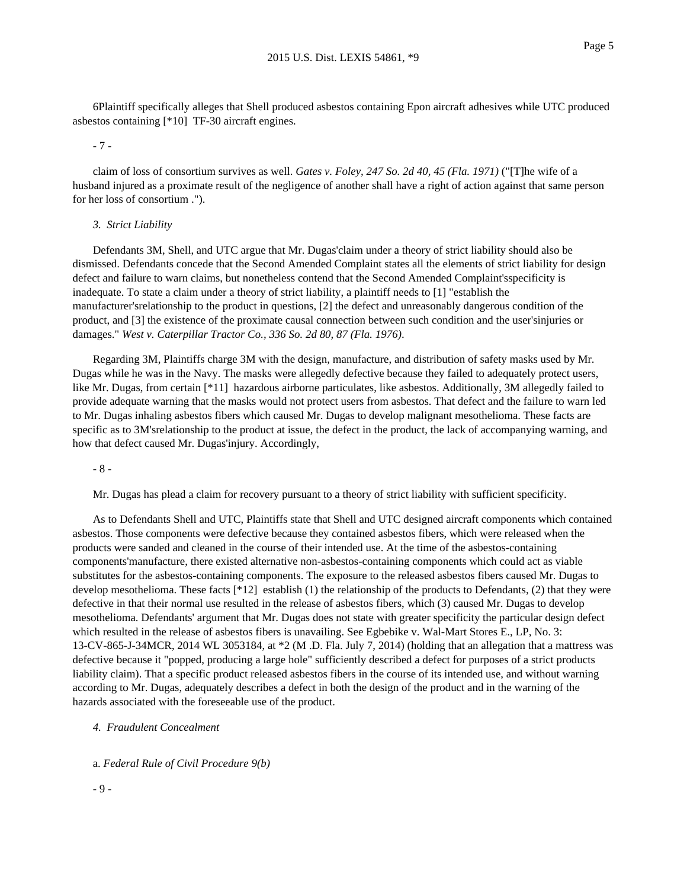6Plaintiff specifically alleges that Shell produced asbestos containing Epon aircraft adhesives while UTC produced asbestos containing [*10] TF-30 aircraft engines.

- 7 -

claim of loss of consortium survives as well. *Gates v. Foley, 247 So. 2d 40, 45 (Fla. 1971)* ("[T]he wife of a husband injured as a proximate result of the negligence of another shall have a right of action against that same person for her loss of consortium .").

*3. Strict Liability*

Defendants 3M, Shell, and UTC argue that Mr. Dugas'claim under a theory of strict liability should also be dismissed. Defendants concede that the Second Amended Complaint states all the elements of strict liability for design defect and failure to warn claims, but nonetheless contend that the Second Amended Complaint'sspecificity is inadequate. To state a claim under a theory of strict liability, a plaintiff needs to [1] "establish the manufacturer'srelationship to the product in questions, [2] the defect and unreasonably dangerous condition of the product, and [3] the existence of the proximate causal connection between such condition and the user'sinjuries or damages." *West v. Caterpillar Tractor Co., 336 So. 2d 80, 87 (Fla. 1976)*.

Regarding 3M, Plaintiffs charge 3M with the design, manufacture, and distribution of safety masks used by Mr. Dugas while he was in the Navy. The masks were allegedly defective because they failed to adequately protect users, like Mr. Dugas, from certain [*11] hazardous airborne particulates, like asbestos. Additionally, 3M allegedly failed to provide adequate warning that the masks would not protect users from asbestos. That defect and the failure to warn led to Mr. Dugas inhaling asbestos fibers which caused Mr. Dugas to develop malignant mesothelioma. These facts are specific as to 3M'srelationship to the product at issue, the defect in the product, the lack of accompanying warning, and how that defect caused Mr. Dugas'injury. Accordingly,

- 8 -

Mr. Dugas has plead a claim for recovery pursuant to a theory of strict liability with sufficient specificity.

As to Defendants Shell and UTC, Plaintiffs state that Shell and UTC designed aircraft components which contained asbestos. Those components were defective because they contained asbestos fibers, which were released when the products were sanded and cleaned in the course of their intended use. At the time of the asbestos-containing components'manufacture, there existed alternative non-asbestos-containing components which could act as viable substitutes for the asbestos-containing components. The exposure to the released asbestos fibers caused Mr. Dugas to develop mesothelioma. These facts [*12] establish (1) the relationship of the products to Defendants, (2) that they were defective in that their normal use resulted in the release of asbestos fibers, which (3) caused Mr. Dugas to develop mesothelioma. Defendants' argument that Mr. Dugas does not state with greater specificity the particular design defect which resulted in the release of asbestos fibers is unavailing. See Egbebike v. Wal-Mart Stores E., LP, No. 3: 13-CV-865-J-34MCR, 2014 WL 3053184, at *2 (M .D. Fla. July 7, 2014) (holding that an allegation that a mattress was defective because it "popped, producing a large hole" sufficiently described a defect for purposes of a strict products liability claim). That a specific product released asbestos fibers in the course of its intended use, and without warning according to Mr. Dugas, adequately describes a defect in both the design of the product and in the warning of the hazards associated with the foreseeable use of the product.

*4. Fraudulent Concealment*

a. *Federal Rule of Civil Procedure 9(b)*

- 9 -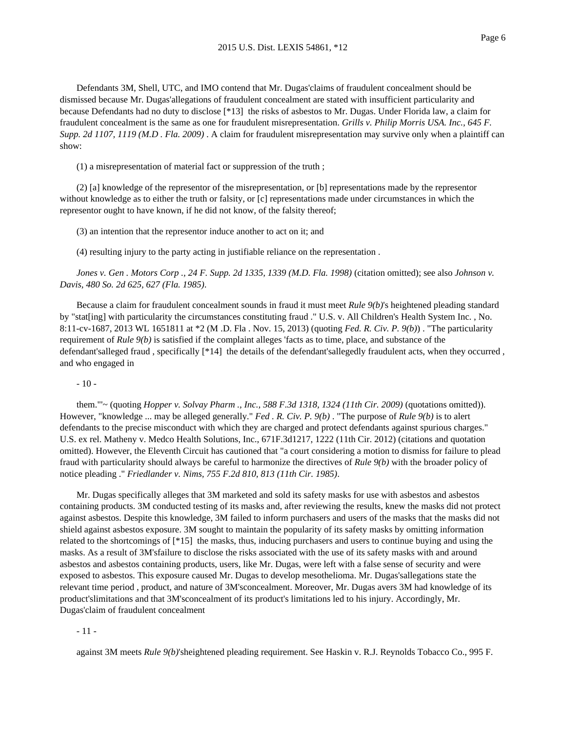Defendants 3M, Shell, UTC, and IMO contend that Mr. Dugas'claims of fraudulent concealment should be dismissed because Mr. Dugas'allegations of fraudulent concealment are stated with insufficient particularity and because Defendants had no duty to disclose [*13] the risks of asbestos to Mr. Dugas. Under Florida law, a claim for fraudulent concealment is the same as one for fraudulent misrepresentation. *Grills v. Philip Morris USA. Inc., 645 F. Supp. 2d 1107, 1119 (M.D . Fla. 2009)* . A claim for fraudulent misrepresentation may survive only when a plaintiff can show:

(1) a misrepresentation of material fact or suppression of the truth ;

(2) [a] knowledge of the representor of the misrepresentation, or [b] representations made by the representor without knowledge as to either the truth or falsity, or [c] representations made under circumstances in which the representor ought to have known, if he did not know, of the falsity thereof;

(3) an intention that the representor induce another to act on it; and

(4) resulting injury to the party acting in justifiable reliance on the representation .

*Jones v. Gen . Motors Corp ., 24 F. Supp. 2d 1335, 1339 (M.D. Fla. 1998)* (citation omitted); see also *Johnson v. Davis, 480 So. 2d 625, 627 (Fla. 1985)*.

Because a claim for fraudulent concealment sounds in fraud it must meet *Rule 9(b)*'s heightened pleading standard by "stat[ing] with particularity the circumstances constituting fraud ." U.S. v. All Children's Health System Inc. , No. 8:11-cv-1687, 2013 WL 1651811 at *2 (M .D. Fla . Nov. 15, 2013) (quoting *Fed. R. Civ. P. 9(b)*) . "The particularity requirement of *Rule 9(b)* is satisfied if the complaint alleges 'facts as to time, place, and substance of the defendant'salleged fraud , specifically [*14] the details of the defendant'sallegedly fraudulent acts, when they occurred , and who engaged in

- 10 -

them.'"~ (quoting *Hopper v. Solvay Pharm ., Inc., 588 F.3d 1318, 1324 (11th Cir. 2009)* (quotations omitted)). However, "knowledge ... may be alleged generally." *Fed . R. Civ. P. 9(b)* . "The purpose of *Rule 9(b)* is to alert defendants to the precise misconduct with which they are charged and protect defendants against spurious charges." U.S. ex rel. Matheny v. Medco Health Solutions, Inc., 671F.3d1217, 1222 (11th Cir. 2012) (citations and quotation omitted). However, the Eleventh Circuit has cautioned that "a court considering a motion to dismiss for failure to plead fraud with particularity should always be careful to harmonize the directives of *Rule 9(b)* with the broader policy of notice pleading ." *Friedlander v. Nims, 755 F.2d 810, 813 (11th Cir. 1985)*.

Mr. Dugas specifically alleges that 3M marketed and sold its safety masks for use with asbestos and asbestos containing products. 3M conducted testing of its masks and, after reviewing the results, knew the masks did not protect against asbestos. Despite this knowledge, 3M failed to inform purchasers and users of the masks that the masks did not shield against asbestos exposure. 3M sought to maintain the popularity of its safety masks by omitting information related to the shortcomings of [*15] the masks, thus, inducing purchasers and users to continue buying and using the masks. As a result of 3M'sfailure to disclose the risks associated with the use of its safety masks with and around asbestos and asbestos containing products, users, like Mr. Dugas, were left with a false sense of security and were exposed to asbestos. This exposure caused Mr. Dugas to develop mesothelioma. Mr. Dugas'sallegations state the relevant time period , product, and nature of 3M'sconcealment. Moreover, Mr. Dugas avers 3M had knowledge of its product'slimitations and that 3M'sconcealment of its product's limitations led to his injury. Accordingly, Mr. Dugas'claim of fraudulent concealment

- 11 -

against 3M meets *Rule 9(b)*'sheightened pleading requirement. See Haskin v. R.J. Reynolds Tobacco Co., 995 F.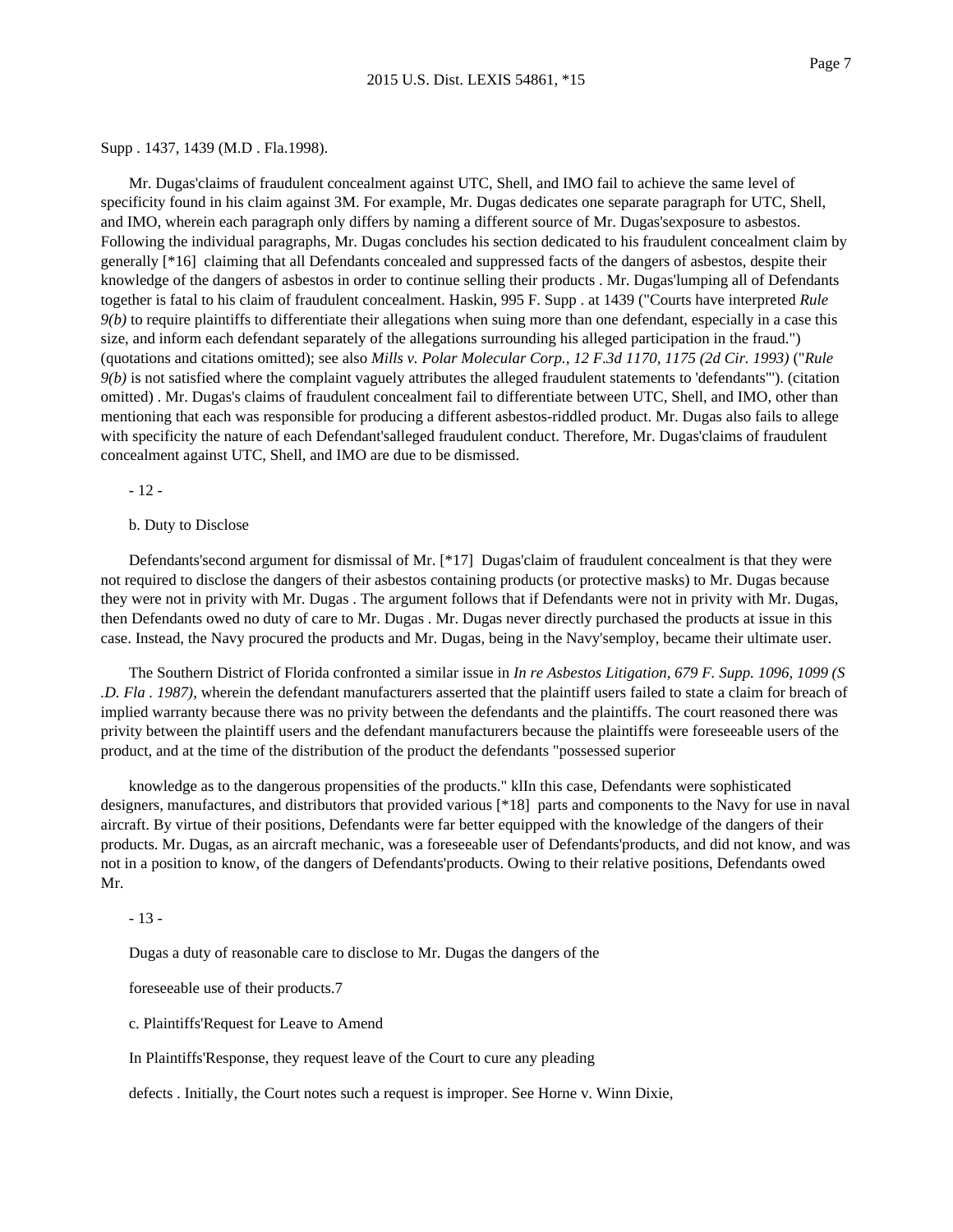Supp . 1437, 1439 (M.D . Fla.1998).

Mr. Dugas'claims of fraudulent concealment against UTC, Shell, and IMO fail to achieve the same level of specificity found in his claim against 3M. For example, Mr. Dugas dedicates one separate paragraph for UTC, Shell, and IMO, wherein each paragraph only differs by naming a different source of Mr. Dugas'sexposure to asbestos. Following the individual paragraphs, Mr. Dugas concludes his section dedicated to his fraudulent concealment claim by generally [*16] claiming that all Defendants concealed and suppressed facts of the dangers of asbestos, despite their knowledge of the dangers of asbestos in order to continue selling their products . Mr. Dugas'lumping all of Defendants together is fatal to his claim of fraudulent concealment. Haskin, 995 F. Supp . at 1439 ("Courts have interpreted *Rule 9(b)* to require plaintiffs to differentiate their allegations when suing more than one defendant, especially in a case this size, and inform each defendant separately of the allegations surrounding his alleged participation in the fraud.") (quotations and citations omitted); see also *Mills v. Polar Molecular Corp., 12 F.3d 1170, 1175 (2d Cir. 1993)* ("*Rule 9(b)* is not satisfied where the complaint vaguely attributes the alleged fraudulent statements to 'defendants'"). (citation omitted) . Mr. Dugas's claims of fraudulent concealment fail to differentiate between UTC, Shell, and IMO, other than mentioning that each was responsible for producing a different asbestos-riddled product. Mr. Dugas also fails to allege with specificity the nature of each Defendant'salleged fraudulent conduct. Therefore, Mr. Dugas'claims of fraudulent concealment against UTC, Shell, and IMO are due to be dismissed.

- 12 -

b. Duty to Disclose

Defendants'second argument for dismissal of Mr. [*17] Dugas'claim of fraudulent concealment is that they were not required to disclose the dangers of their asbestos containing products (or protective masks) to Mr. Dugas because they were not in privity with Mr. Dugas . The argument follows that if Defendants were not in privity with Mr. Dugas, then Defendants owed no duty of care to Mr. Dugas . Mr. Dugas never directly purchased the products at issue in this case. Instead, the Navy procured the products and Mr. Dugas, being in the Navy'semploy, became their ultimate user.

The Southern District of Florida confronted a similar issue in *In re Asbestos Litigation, 679 F. Supp. 1096, 1099 (S .D. Fla . 1987)*, wherein the defendant manufacturers asserted that the plaintiff users failed to state a claim for breach of implied warranty because there was no privity between the defendants and the plaintiffs. The court reasoned there was privity between the plaintiff users and the defendant manufacturers because the plaintiffs were foreseeable users of the product, and at the time of the distribution of the product the defendants "possessed superior

knowledge as to the dangerous propensities of the products." klIn this case, Defendants were sophisticated designers, manufactures, and distributors that provided various [*18] parts and components to the Navy for use in naval aircraft. By virtue of their positions, Defendants were far better equipped with the knowledge of the dangers of their products. Mr. Dugas, as an aircraft mechanic, was a foreseeable user of Defendants'products, and did not know, and was not in a position to know, of the dangers of Defendants'products. Owing to their relative positions, Defendants owed Mr.

- 13 -

Dugas a duty of reasonable care to disclose to Mr. Dugas the dangers of the

foreseeable use of their products.7

c. Plaintiffs'Request for Leave to Amend

In Plaintiffs'Response, they request leave of the Court to cure any pleading

defects . Initially, the Court notes such a request is improper. See Horne v. Winn Dixie,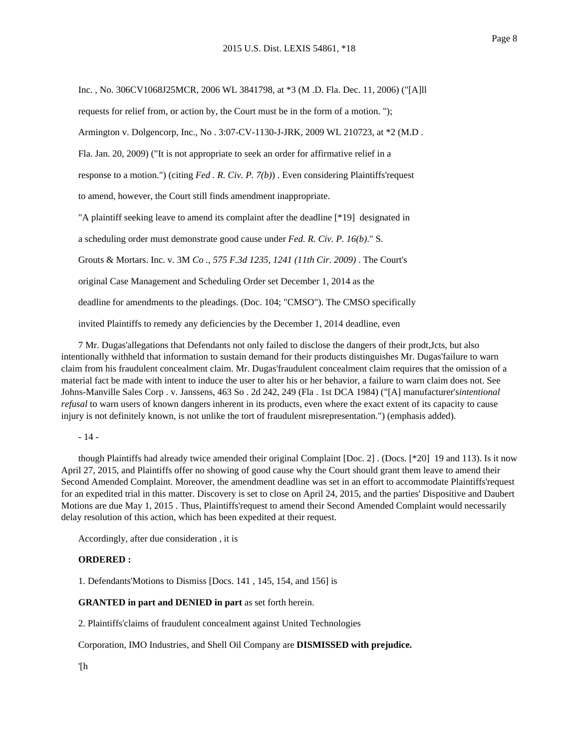Inc. , No. 306CV1068J25MCR, 2006 WL 3841798, at *3 (M .D. Fla. Dec. 11, 2006) ("[A]ll requests for relief from, or action by, the Court must be in the form of a motion. "); Armington v. Dolgencorp, Inc., No . 3:07-CV-1130-J-JRK, 2009 WL 210723, at *2 (M.D . Fla. Jan. 20, 2009) ("It is not appropriate to seek an order for affirmative relief in a response to a motion.") (citing *Fed . R. Civ. P. 7(b)*) . Even considering Plaintiffs'request to amend, however, the Court still finds amendment inappropriate.

"A plaintiff seeking leave to amend its complaint after the deadline [*19] designated in a scheduling order must demonstrate good cause under *Fed. R. Civ. P. 16(b)*." S. Grouts & Mortars. Inc. v. 3M *Co ., 575 F.3d 1235, 1241 (11th Cir. 2009)* . The Court's original Case Management and Scheduling Order set December 1, 2014 as the deadline for amendments to the pleadings. (Doc. 104; "CMSO"). The CMSO specifically invited Plaintiffs to remedy any deficiencies by the December 1, 2014 deadline, even

7 Mr. Dugas'allegations that Defendants not only failed to disclose the dangers of their prodt,Jcts, but also intentionally withheld that information to sustain demand for their products distinguishes Mr. Dugas'failure to warn claim from his fraudulent concealment claim. Mr. Dugas'fraudulent concealment claim requires that the omission of a material fact be made with intent to induce the user to alter his or her behavior, a failure to warn claim does not. See Johns-Manville Sales Corp . v. Janssens, 463 So . 2d 242, 249 (Fla . 1st DCA 1984) ("[A] manufacturer's*intentional refusal* to warn users of known dangers inherent in its products, even where the exact extent of its capacity to cause injury is not definitely known, is not unlike the tort of fraudulent misrepresentation.") (emphasis added).

- 14 -

though Plaintiffs had already twice amended their original Complaint [Doc. 2] . (Docs. [*20] 19 and 113). Is it now April 27, 2015, and Plaintiffs offer no showing of good cause why the Court should grant them leave to amend their Second Amended Complaint. Moreover, the amendment deadline was set in an effort to accommodate Plaintiffs'request for an expedited trial in this matter. Discovery is set to close on April 24, 2015, and the parties' Dispositive and Daubert Motions are due May 1, 2015 . Thus, Plaintiffs'request to amend their Second Amended Complaint would necessarily delay resolution of this action, which has been expedited at their request.

Accordingly, after due consideration , it is

**ORDERED :**

1. Defendants'Motions to Dismiss [Docs. 141 , 145, 154, and 156] is **GRANTED in part and DENIED in part** as set forth herein.

2. Plaintiffs'claims of fraudulent concealment against United Technologies Corporation, IMO Industries, and Shell Oil Company are **DISMISSED with prejudice.**

'[h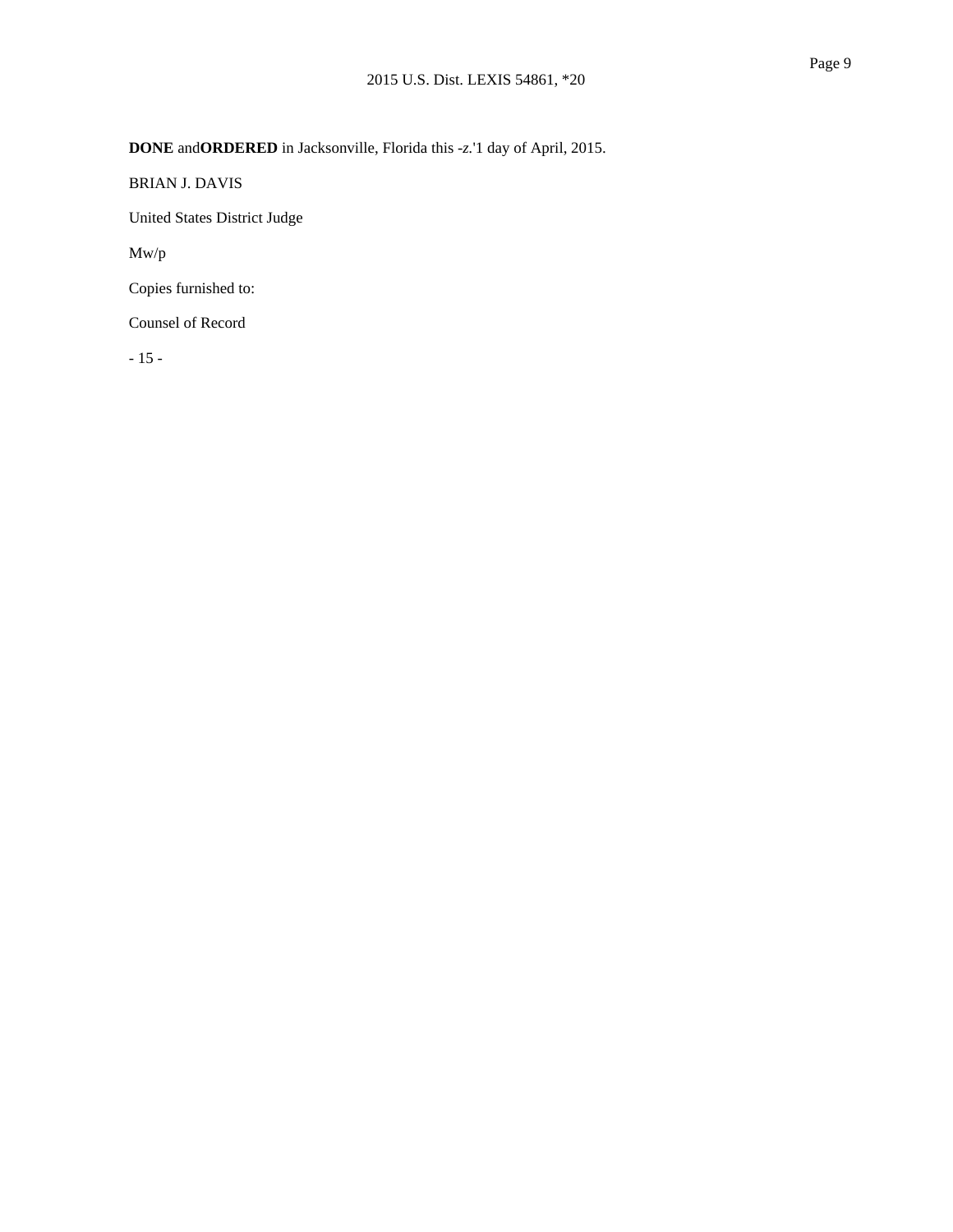**DONE** and**ORDERED** in Jacksonville, Florida this -z.'1 day of April, 2015.

BRIAN J. DAVIS

United States District Judge

Mw/p

Copies furnished to:

Counsel of Record

- 15 -